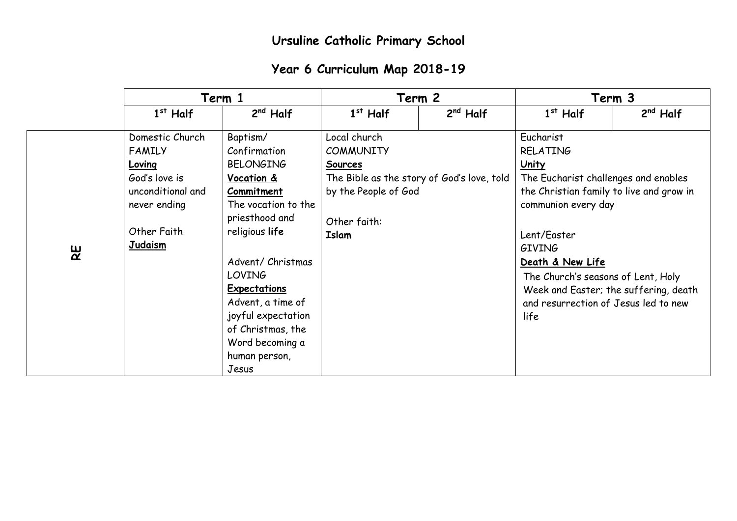# Ursuline Catholic Primary School

## Year 6 Curriculum Map 2018-19

| | Term 1 | | Term 2 | | Term 3 | |
|---|---|---|---|---|---|---|
| | 1st Half | 2nd Half | 1st Half | 2nd Half | 1st Half | 2nd Half |
| **RE** | Domestic Church<br>FAMILY<br>**Loving**<br>God's love is unconditional and never ending<br><br>Other Faith<br>**Judaism** | Baptism/ Confirmation<br>BELONGING<br>**Vocation & Commitment**<br>The vocation to the priesthood and religious **life**<br><br>Advent/ Christmas<br>LOVING<br>**Expectations**<br>Advent, a time of joyful expectation of Christmas, the Word becoming a human person, Jesus | Local church<br>COMMUNITY<br>**Sources**<br>The Bible as the story of God's love, told by the People of God<br><br>Other faith:<br>**Islam** | | Eucharist<br>RELATING<br>**Unity**<br>The Eucharist challenges and enables the Christian family to live and grow in communion every day<br><br>Lent/Easter<br>GIVING<br>**Death & New Life**<br>The Church's seasons of Lent, Holy Week and Easter; the suffering, death and resurrection of Jesus led to new life | |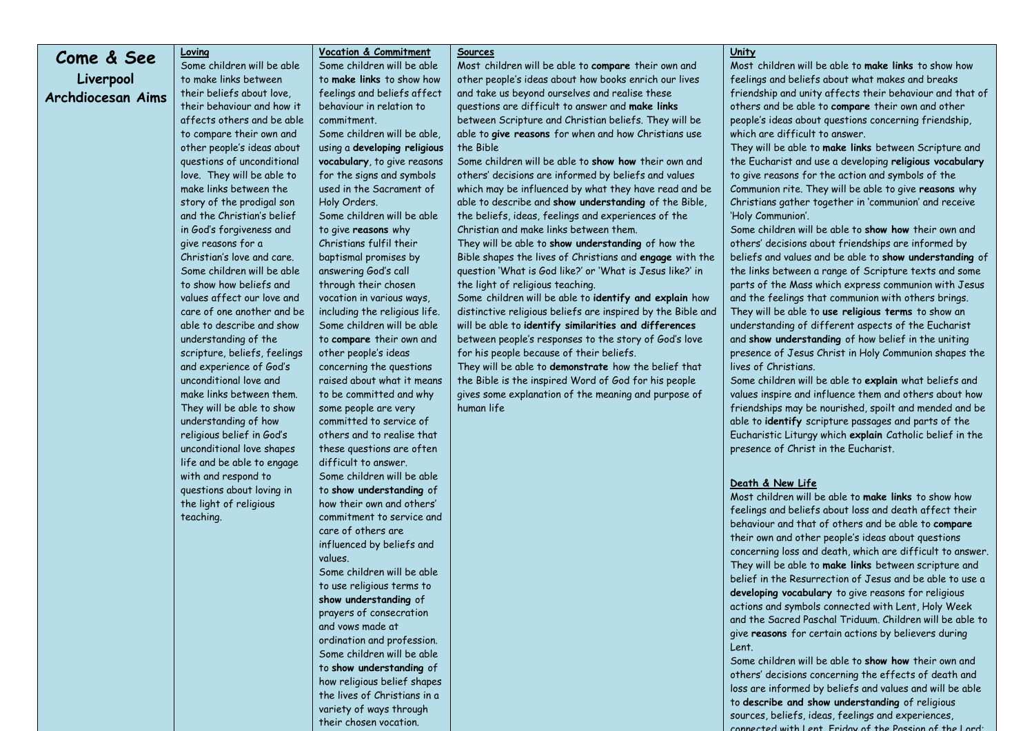| Come & See Liverpool Archdiocesan Aims | **Loving** | **Vocation & Commitment** | **Sources** | **Unity** |
|---|---|---|---|---|
| | Some children will be able to make links between their beliefs about love, their behaviour and how it affects others and be able to compare their own and other people's ideas about questions of unconditional love. They will be able to make links between the story of the prodigal son and the Christian's belief in God's forgiveness and give reasons for a Christian's love and care. Some children will be able to show how beliefs and values affect our love and care of one another and be able to describe and show understanding of the scripture, beliefs, feelings and experience of God's unconditional love and make links between them. They will be able to show understanding of how religious belief in God's unconditional love shapes life and be able to engage with and respond to questions about loving in the light of religious teaching. | Some children will be able to **make links** to show how feelings and beliefs affect behaviour in relation to commitment. Some children will be able, using a **developing religious vocabulary**, to give reasons for the signs and symbols used in the Sacrament of Holy Orders. Some children will be able to give **reasons** why Christians fulfil their baptismal promises by answering God's call through their chosen vocation in various ways, including the religious life. Some children will be able to **compare** their own and other people's ideas concerning the questions raised about what it means to be committed and why some people are very committed to service of others and to realise that these questions are often difficult to answer. Some children will be able to **show understanding** of how their own and others' commitment to service and care of others are influenced by beliefs and values. Some children will be able to use religious terms to **show understanding** of prayers of consecration and vows made at ordination and profession. Some children will be able to **show understanding** of how religious belief shapes the lives of Christians in a variety of ways through their chosen vocation. | Most children will be able to **compare** their own and other people's ideas about how books enrich our lives and take us beyond ourselves and realise these questions are difficult to answer and **make links** between Scripture and Christian beliefs. They will be able to **give reasons** for when and how Christians use the Bible Some children will be able to **show how** their own and others' decisions are informed by beliefs and values which may be influenced by what they have read and be able to describe and **show understanding** of the Bible, the beliefs, ideas, feelings and experiences of the Christian and make links between them. They will be able to **show understanding** of how the Bible shapes the lives of Christians and **engage** with the question 'What is God like?' or 'What is Jesus like?' in the light of religious teaching. Some children will be able to **identify and explain** how distinctive religious beliefs are inspired by the Bible and will be able to **identify similarities and differences** between people's responses to the story of God's love for his people because of their beliefs. They will be able to **demonstrate** how the belief that the Bible is the inspired Word of God for his people gives some explanation of the meaning and purpose of human life | Most children will be able to **make links** to show how feelings and beliefs about what makes and breaks friendship and unity affects their behaviour and that of others and be able to **compare** their own and other people's ideas about questions concerning friendship, which are difficult to answer. They will be able to **make links** between Scripture and the Eucharist and use a developing **religious vocabulary** to give reasons for the action and symbols of the Communion rite. They will be able to give **reasons** why Christians gather together in 'communion' and receive 'Holy Communion'. Some children will be able to **show how** their own and others' decisions about friendships are informed by beliefs and values and be able to **show understanding** of the links between a range of Scripture texts and some parts of the Mass which express communion with Jesus and the feelings that communion with others brings. They will be able to **use religious terms** to show an understanding of different aspects of the Eucharist and **show understanding** of how belief in the uniting presence of Jesus Christ in Holy Communion shapes the lives of Christians. Some children will be able to **explain** what beliefs and values inspire and influence them and others about how friendships may be nourished, spoilt and mended and be able to **identify** scripture passages and parts of the Eucharistic Liturgy which **explain** Catholic belief in the presence of Christ in the Eucharist.<br><br>**Death & New Life**<br>Most children will be able to **make links** to show how feelings and beliefs about loss and death affect their behaviour and that of others and be able to **compare** their own and other people's ideas about questions concerning loss and death, which are difficult to answer. They will be able to **make links** between scripture and belief in the Resurrection of Jesus and be able to use a **developing vocabulary** to give reasons for religious actions and symbols connected with Lent, Holy Week and the Sacred Paschal Triduum. Children will be able to give **reasons** for certain actions by believers during Lent. Some children will be able to **show how** their own and others' decisions concerning the effects of death and loss are informed by beliefs and values and will be able to **describe and show understanding** of religious sources, beliefs, ideas, feelings and experiences, connected with Lent, Friday of the Passion of the Lord; |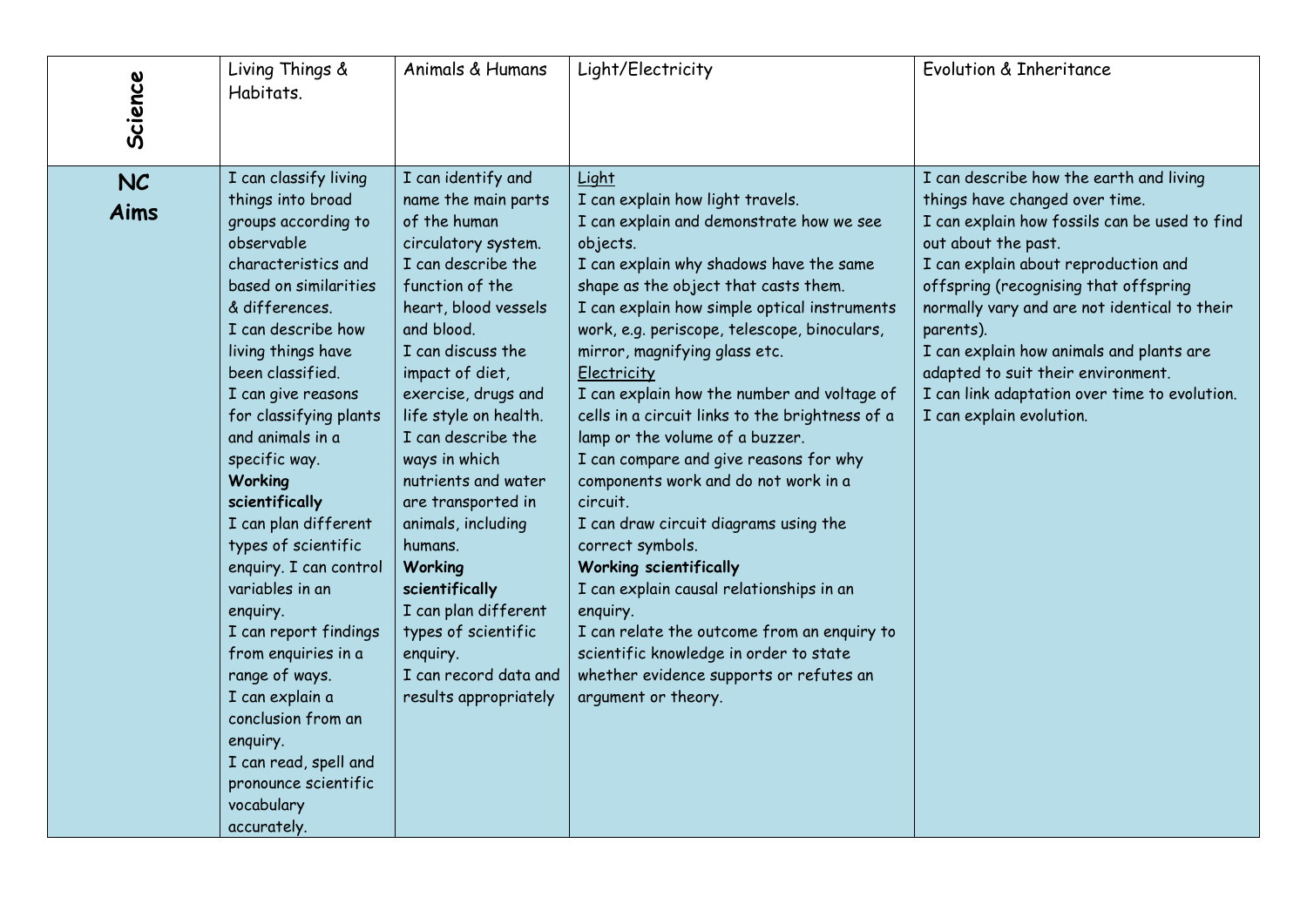| Science | Living Things & Habitats. | Animals & Humans | Light/Electricity | Evolution & Inheritance |
|---|---|---|---|---|
| **NC Aims** | I can classify living things into broad groups according to observable characteristics and based on similarities & differences.<br>I can describe how living things have been classified.<br>I can give reasons for classifying plants and animals in a specific way.<br>**Working scientifically**<br>I can plan different types of scientific enquiry. I can control variables in an enquiry.<br>I can report findings from enquiries in a range of ways.<br>I can explain a conclusion from an enquiry.<br>I can read, spell and pronounce scientific vocabulary accurately. | I can identify and name the main parts of the human circulatory system.<br>I can describe the function of the heart, blood vessels and blood.<br>I can discuss the impact of diet, exercise, drugs and life style on health.<br>I can describe the ways in which nutrients and water are transported in animals, including humans.<br>**Working scientifically**<br>I can plan different types of scientific enquiry.<br>I can record data and results appropriately | Light<br>I can explain how light travels.<br>I can explain and demonstrate how we see objects.<br>I can explain why shadows have the same shape as the object that casts them.<br>I can explain how simple optical instruments work, e.g. periscope, telescope, binoculars, mirror, magnifying glass etc.<br>Electricity<br>I can explain how the number and voltage of cells in a circuit links to the brightness of a lamp or the volume of a buzzer.<br>I can compare and give reasons for why components work and do not work in a circuit.<br>I can draw circuit diagrams using the correct symbols.<br>**Working scientifically**<br>I can explain causal relationships in an enquiry.<br>I can relate the outcome from an enquiry to scientific knowledge in order to state whether evidence supports or refutes an argument or theory. | I can describe how the earth and living things have changed over time.<br>I can explain how fossils can be used to find out about the past.<br>I can explain about reproduction and offspring (recognising that offspring normally vary and are not identical to their parents).<br>I can explain how animals and plants are adapted to suit their environment.<br>I can link adaptation over time to evolution.<br>I can explain evolution. |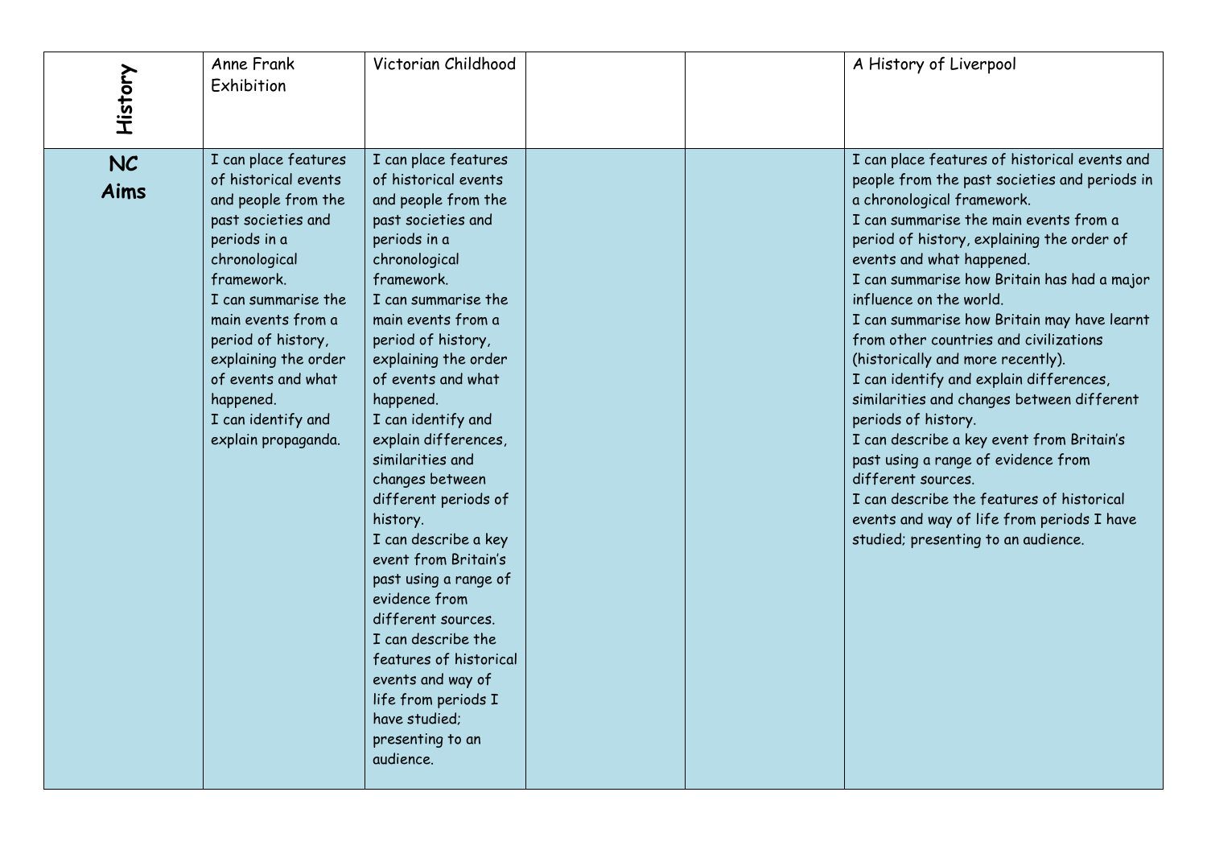| History | Anne Frank Exhibition | Victorian Childhood | | | A History of Liverpool |
|---|---|---|---|---|---|
| **NC Aims** | I can place features of historical events and people from the past societies and periods in a chronological framework.<br>I can summarise the main events from a period of history, explaining the order of events and what happened.<br>I can identify and explain propaganda. | I can place features of historical events and people from the past societies and periods in a chronological framework.<br>I can summarise the main events from a period of history, explaining the order of events and what happened.<br>I can identify and explain differences, similarities and changes between different periods of history.<br>I can describe a key event from Britain's past using a range of evidence from different sources.<br>I can describe the features of historical events and way of life from periods I have studied; presenting to an audience. | | | I can place features of historical events and people from the past societies and periods in a chronological framework.<br>I can summarise the main events from a period of history, explaining the order of events and what happened.<br>I can summarise how Britain has had a major influence on the world.<br>I can summarise how Britain may have learnt from other countries and civilizations (historically and more recently).<br>I can identify and explain differences, similarities and changes between different periods of history.<br>I can describe a key event from Britain's past using a range of evidence from different sources.<br>I can describe the features of historical events and way of life from periods I have studied; presenting to an audience. |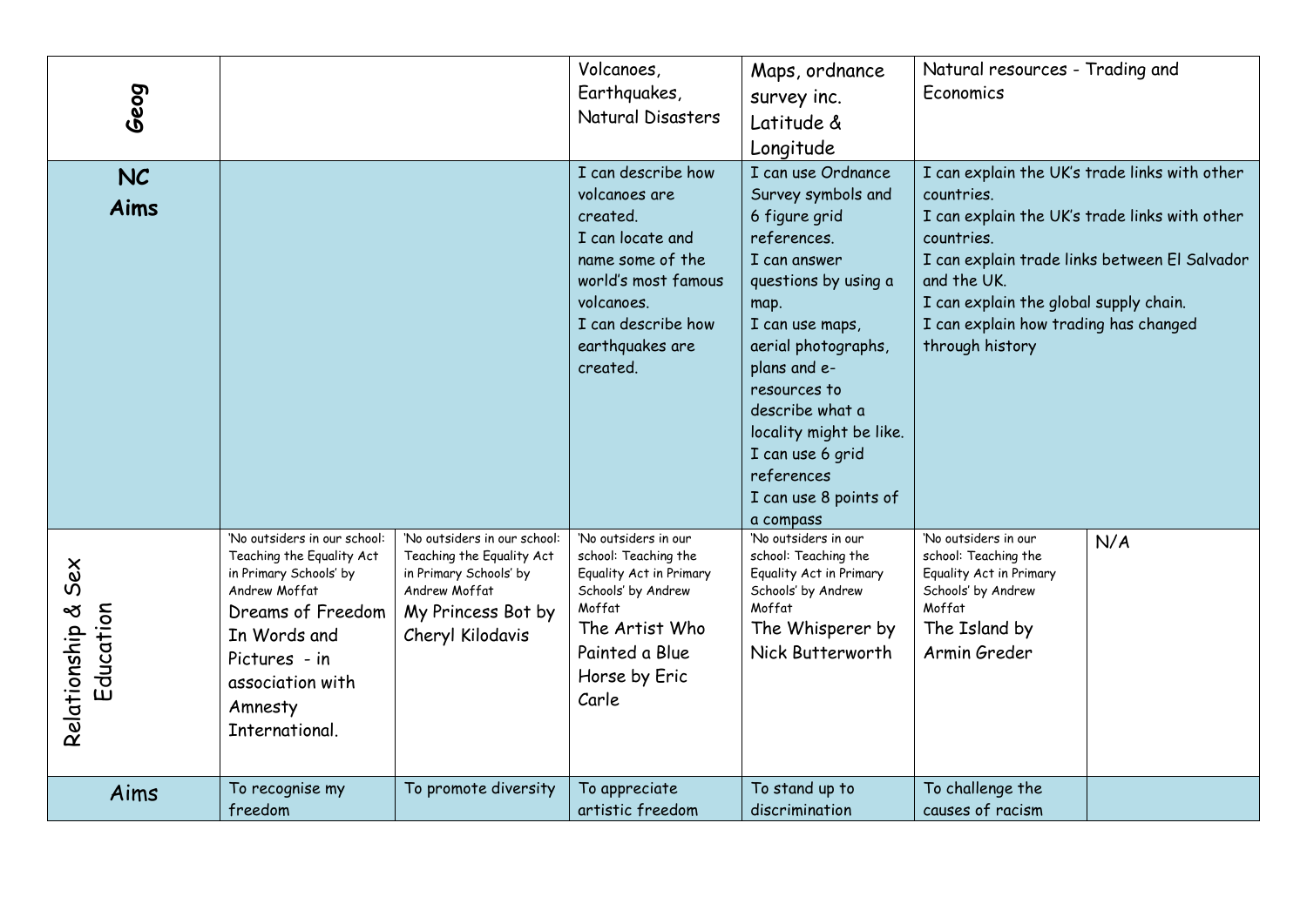| | | | | | | |
|---|---|---|---|---|---|---|
| **Geog** | | | Volcanoes, Earthquakes, Natural Disasters | Maps, ordnance survey inc. Latitude & Longitude | Natural resources - Trading and Economics | |
| **NC Aims** | | | I can describe how volcanoes are created.<br>I can locate and name some of the world's most famous volcanoes.<br>I can describe how earthquakes are created. | I can use Ordnance Survey symbols and 6 figure grid references.<br>I can answer questions by using a map.<br>I can use maps, aerial photographs, plans and e-resources to describe what a locality might be like.<br>I can use 6 grid references<br>I can use 8 points of a compass | I can explain the UK's trade links with other countries.<br>I can explain the UK's trade links with other countries.<br>I can explain trade links between El Salvador and the UK.<br>I can explain the global supply chain.<br>I can explain how trading has changed through history | |
| Relationship & Sex Education | 'No outsiders in our school: Teaching the Equality Act in Primary Schools' by Andrew Moffat<br>Dreams of Freedom In Words and Pictures - in association with Amnesty International. | 'No outsiders in our school: Teaching the Equality Act in Primary Schools' by Andrew Moffat<br>My Princess Bot by Cheryl Kilodavis | 'No outsiders in our school: Teaching the Equality Act in Primary Schools' by Andrew Moffat<br>The Artist Who Painted a Blue Horse by Eric Carle | 'No outsiders in our school: Teaching the Equality Act in Primary Schools' by Andrew Moffat<br>The Whisperer by Nick Butterworth | 'No outsiders in our school: Teaching the Equality Act in Primary Schools' by Andrew Moffat<br>The Island by Armin Greder | N/A |
| Aims | To recognise my freedom | To promote diversity | To appreciate artistic freedom | To stand up to discrimination | To challenge the causes of racism | |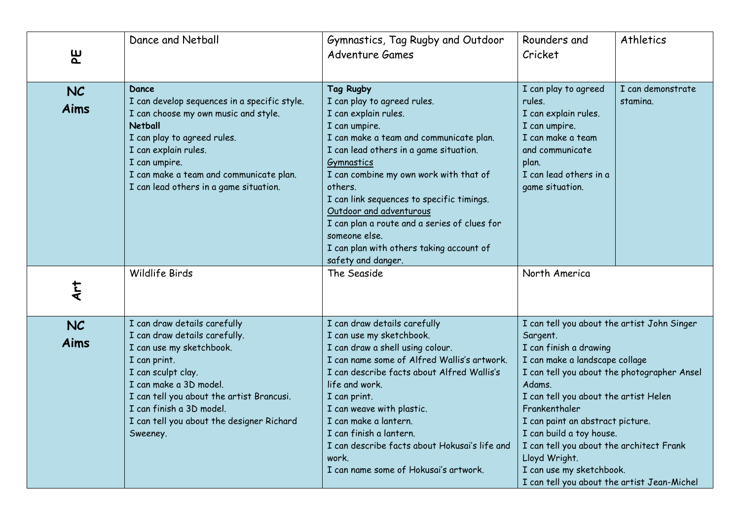| | | | | |
|---|---|---|---|---|
| **PE** | Dance and Netball | Gymnastics, Tag Rugby and Outdoor Adventure Games | Rounders and Cricket | Athletics |
| **NC Aims** | **Dance**<br>I can develop sequences in a specific style.<br>I can choose my own music and style.<br>**Netball**<br>I can play to agreed rules.<br>I can explain rules.<br>I can umpire.<br>I can make a team and communicate plan.<br>I can lead others in a game situation. | **Tag Rugby**<br>I can play to agreed rules.<br>I can explain rules.<br>I can umpire.<br>I can make a team and communicate plan.<br>I can lead others in a game situation.<br>Gymnastics<br>I can combine my own work with that of others.<br>I can link sequences to specific timings.<br>Outdoor and adventurous<br>I can plan a route and a series of clues for someone else.<br>I can plan with others taking account of safety and danger. | I can play to agreed rules.<br>I can explain rules.<br>I can umpire.<br>I can make a team and communicate plan.<br>I can lead others in a game situation. | I can demonstrate stamina. |
| **Art** | Wildlife Birds | The Seaside | North America | |
| **NC Aims** | I can draw details carefully<br>I can draw details carefully.<br>I can use my sketchbook.<br>I can print.<br>I can sculpt clay.<br>I can make a 3D model.<br>I can tell you about the artist Brancusi.<br>I can finish a 3D model.<br>I can tell you about the designer Richard Sweeney. | I can draw details carefully<br>I can use my sketchbook.<br>I can draw a shell using colour.<br>I can name some of Alfred Wallis's artwork.<br>I can describe facts about Alfred Wallis's life and work.<br>I can print.<br>I can weave with plastic.<br>I can make a lantern.<br>I can finish a lantern.<br>I can describe facts about Hokusai's life and work.<br>I can name some of Hokusai's artwork. | I can tell you about the artist John Singer Sargent.<br>I can finish a drawing<br>I can make a landscape collage<br>I can tell you about the photographer Ansel Adams.<br>I can tell you about the artist Helen Frankenthaler<br>I can paint an abstract picture.<br>I can build a toy house.<br>I can tell you about the architect Frank Lloyd Wright.<br>I can use my sketchbook.<br>I can tell you about the artist Jean-Michel | |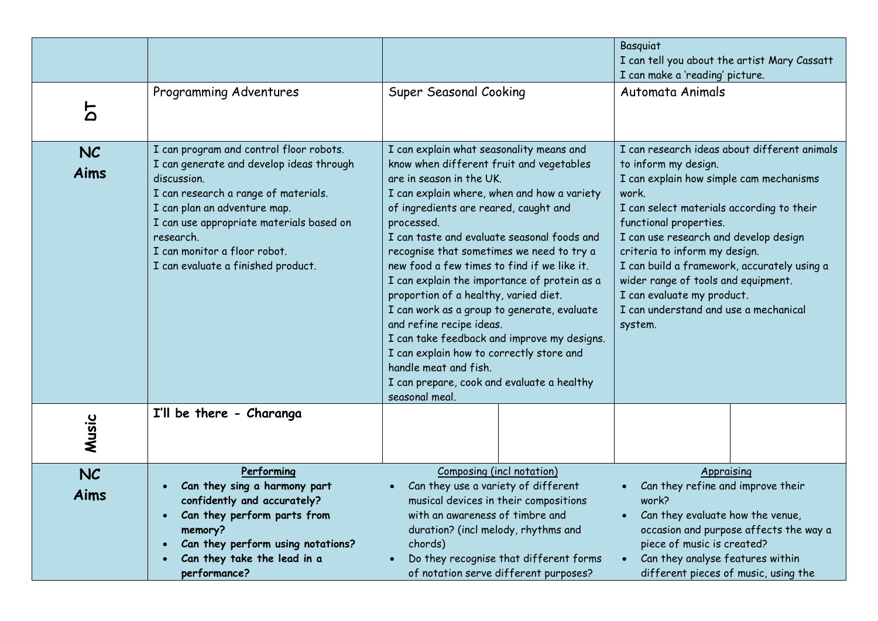| | | | | | | |
|---|---|---|---|---|---|---|
| | | | | Basquiat<br>I can tell you about the artist Mary Cassatt<br>I can make a 'reading' picture. | | |
| **DT** | Programming Adventures | Super Seasonal Cooking | | Automata Animals | | |
| **NC Aims** | I can program and control floor robots.<br>I can generate and develop ideas through discussion.<br>I can research a range of materials.<br>I can plan an adventure map.<br>I can use appropriate materials based on research.<br>I can monitor a floor robot.<br>I can evaluate a finished product. | I can explain what seasonality means and know when different fruit and vegetables are in season in the UK.<br>I can explain where, when and how a variety of ingredients are reared, caught and processed.<br>I can taste and evaluate seasonal foods and recognise that sometimes we need to try a new food a few times to find if we like it.<br>I can explain the importance of protein as a proportion of a healthy, varied diet.<br>I can work as a group to generate, evaluate and refine recipe ideas.<br>I can take feedback and improve my designs.<br>I can explain how to correctly store and handle meat and fish.<br>I can prepare, cook and evaluate a healthy seasonal meal. | | I can research ideas about different animals to inform my design.<br>I can explain how simple cam mechanisms work.<br>I can select materials according to their functional properties.<br>I can use research and develop design criteria to inform my design.<br>I can build a framework, accurately using a wider range of tools and equipment.<br>I can evaluate my product.<br>I can understand and use a mechanical system. | | |
| **Music** | **I'll be there - Charanga** | | | | | |
| **NC Aims** | <u>Performing</u><br>• **Can they sing a harmony part confidently and accurately?**<br>• **Can they perform parts from memory?**<br>• **Can they perform using notations?**<br>• **Can they take the lead in a performance?** | <u>Composing (incl notation)</u><br>• Can they use a variety of different musical devices in their compositions with an awareness of timbre and duration? (incl melody, rhythms and chords)<br>• Do they recognise that different forms of notation serve different purposes? | | <u>Appraising</u><br>• Can they refine and improve their work?<br>• Can they evaluate how the venue, occasion and purpose affects the way a piece of music is created?<br>• Can they analyse features within different pieces of music, using the | | |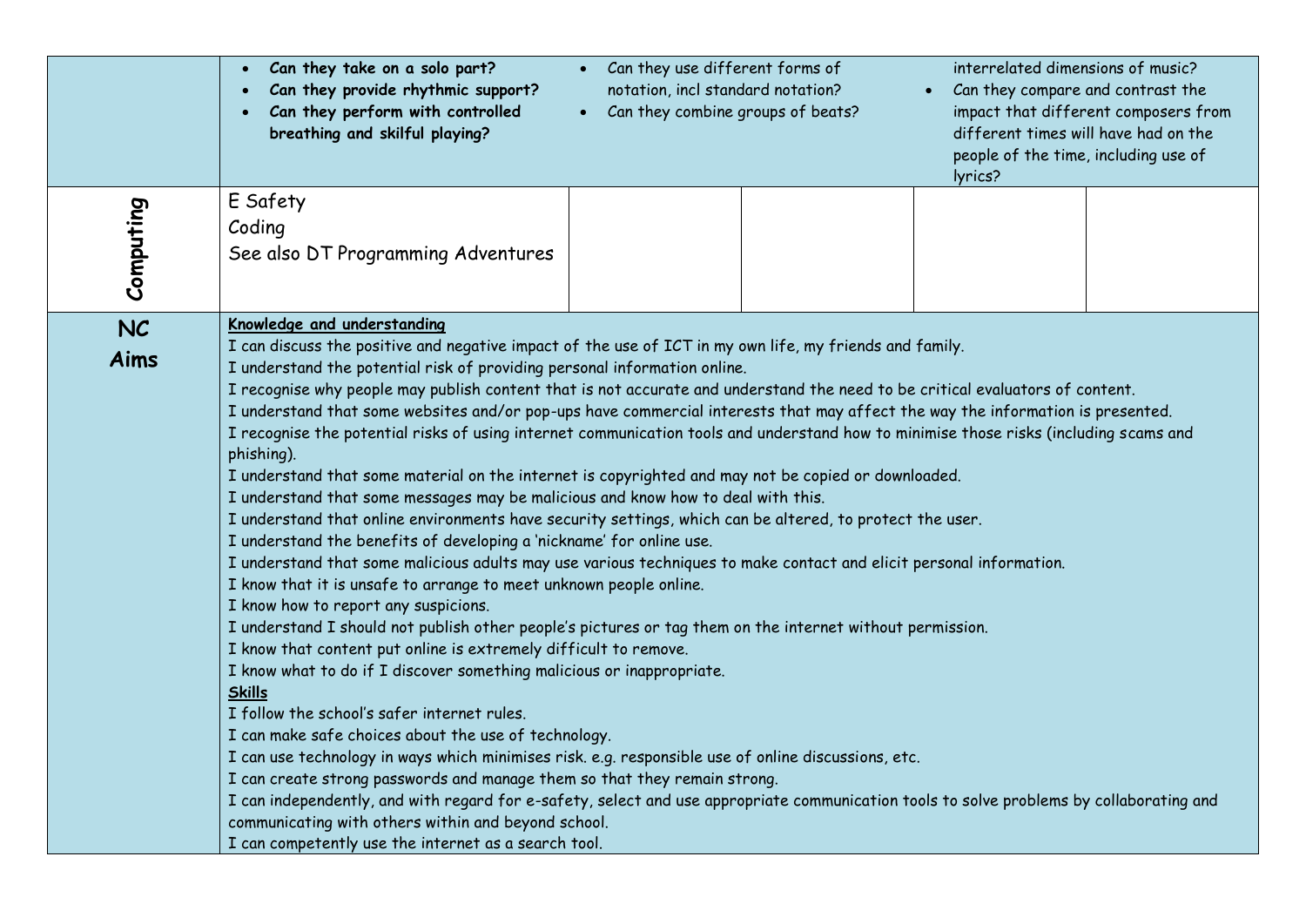| | | | | | |
|---|---|---|---|---|---|
| | • **Can they take on a solo part?**<br>• **Can they provide rhythmic support?**<br>• **Can they perform with controlled breathing and skilful playing?** | • Can they use different forms of notation, incl standard notation?<br>• Can they combine groups of beats? | | interrelated dimensions of music?<br>• Can they compare and contrast the impact that different composers from different times will have had on the people of the time, including use of lyrics? | |
| **Computing** | E Safety<br>Coding<br>See also DT Programming Adventures | | | | |
| **NC Aims** | **Knowledge and understanding**<br>I can discuss the positive and negative impact of the use of ICT in my own life, my friends and family.<br>I understand the potential risk of providing personal information online.<br>I recognise why people may publish content that is not accurate and understand the need to be critical evaluators of content.<br>I understand that some websites and/or pop-ups have commercial interests that may affect the way the information is presented.<br>I recognise the potential risks of using internet communication tools and understand how to minimise those risks (including scams and phishing).<br>I understand that some material on the internet is copyrighted and may not be copied or downloaded.<br>I understand that some messages may be malicious and know how to deal with this.<br>I understand that online environments have security settings, which can be altered, to protect the user.<br>I understand the benefits of developing a 'nickname' for online use.<br>I understand that some malicious adults may use various techniques to make contact and elicit personal information.<br>I know that it is unsafe to arrange to meet unknown people online.<br>I know how to report any suspicions.<br>I understand I should not publish other people's pictures or tag them on the internet without permission.<br>I know that content put online is extremely difficult to remove.<br>I know what to do if I discover something malicious or inappropriate.<br>**Skills**<br>I follow the school's safer internet rules.<br>I can make safe choices about the use of technology.<br>I can use technology in ways which minimises risk. e.g. responsible use of online discussions, etc.<br>I can create strong passwords and manage them so that they remain strong.<br>I can independently, and with regard for e-safety, select and use appropriate communication tools to solve problems by collaborating and communicating with others within and beyond school.<br>I can competently use the internet as a search tool. | | | | |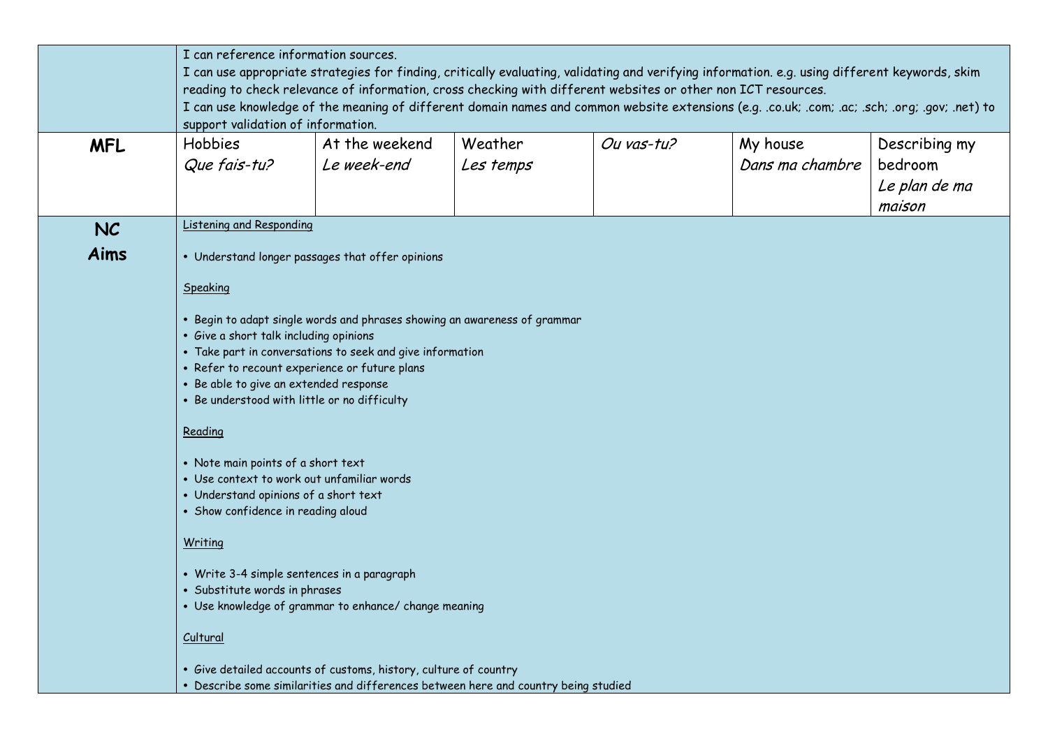| | | | | | | |
|---|---|---|---|---|---|---|
| | I can reference information sources.<br>I can use appropriate strategies for finding, critically evaluating, validating and verifying information. e.g. using different keywords, skim reading to check relevance of information, cross checking with different websites or other non ICT resources.<br>I can use knowledge of the meaning of different domain names and common website extensions (e.g. .co.uk; .com; .ac; .sch; .org; .gov; .net) to support validation of information. | | | | | |
| **MFL** | Hobbies<br>*Que fais-tu?* | At the weekend<br>*Le week-end* | Weather<br>*Les temps* | *Ou vas-tu?* | My house<br>*Dans ma chambre* | Describing my bedroom<br>*Le plan de ma maison* |
| **NC Aims** | Listening and Responding<br><br>• Understand longer passages that offer opinions<br><br>Speaking<br><br>• Begin to adapt single words and phrases showing an awareness of grammar<br>• Give a short talk including opinions<br>• Take part in conversations to seek and give information<br>• Refer to recount experience or future plans<br>• Be able to give an extended response<br>• Be understood with little or no difficulty<br><br>Reading<br><br>• Note main points of a short text<br>• Use context to work out unfamiliar words<br>• Understand opinions of a short text<br>• Show confidence in reading aloud<br><br>Writing<br><br>• Write 3-4 simple sentences in a paragraph<br>• Substitute words in phrases<br>• Use knowledge of grammar to enhance/ change meaning<br><br>Cultural<br><br>• Give detailed accounts of customs, history, culture of country<br>• Describe some similarities and differences between here and country being studied | | | | | |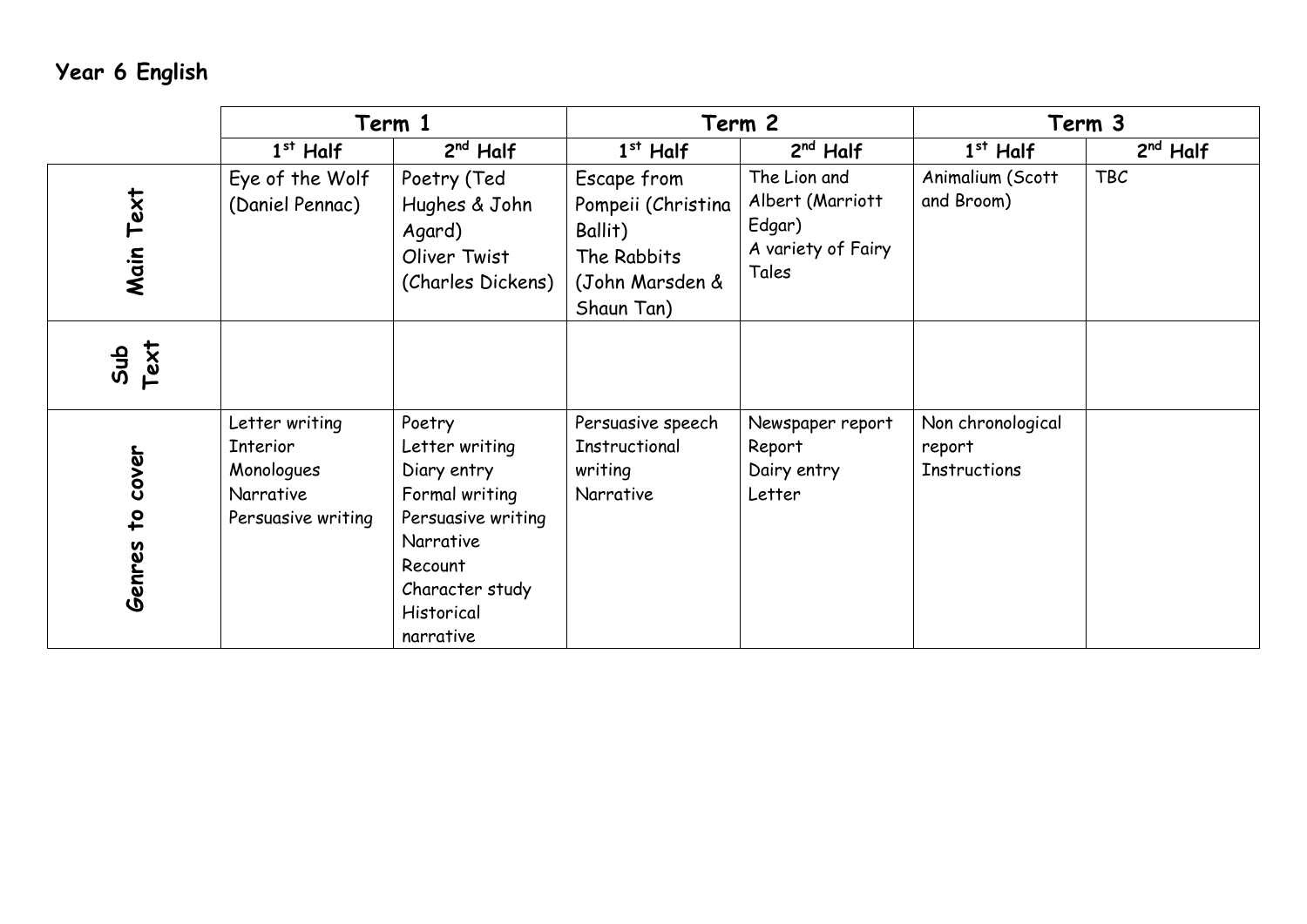# Year 6 English

| | Term 1 | | Term 2 | | Term 3 | |
|---|---|---|---|---|---|---|
| | 1st Half | 2nd Half | 1st Half | 2nd Half | 1st Half | 2nd Half |
| **Main Text** | Eye of the Wolf (Daniel Pennac) | Poetry (Ted Hughes & John Agard)<br>Oliver Twist (Charles Dickens) | Escape from Pompeii (Christina Ballit)<br>The Rabbits (John Marsden & Shaun Tan) | The Lion and Albert (Marriott Edgar)<br>A variety of Fairy Tales | Animalium (Scott and Broom) | TBC |
| **Sub Text** | | | | | | |
| **Genres to cover** | Letter writing<br>Interior Monologues<br>Narrative<br>Persuasive writing | Poetry<br>Letter writing<br>Diary entry<br>Formal writing<br>Persuasive writing<br>Narrative<br>Recount<br>Character study<br>Historical narrative | Persuasive speech<br>Instructional writing<br>Narrative | Newspaper report<br>Report<br>Dairy entry<br>Letter | Non chronological report<br>Instructions | |